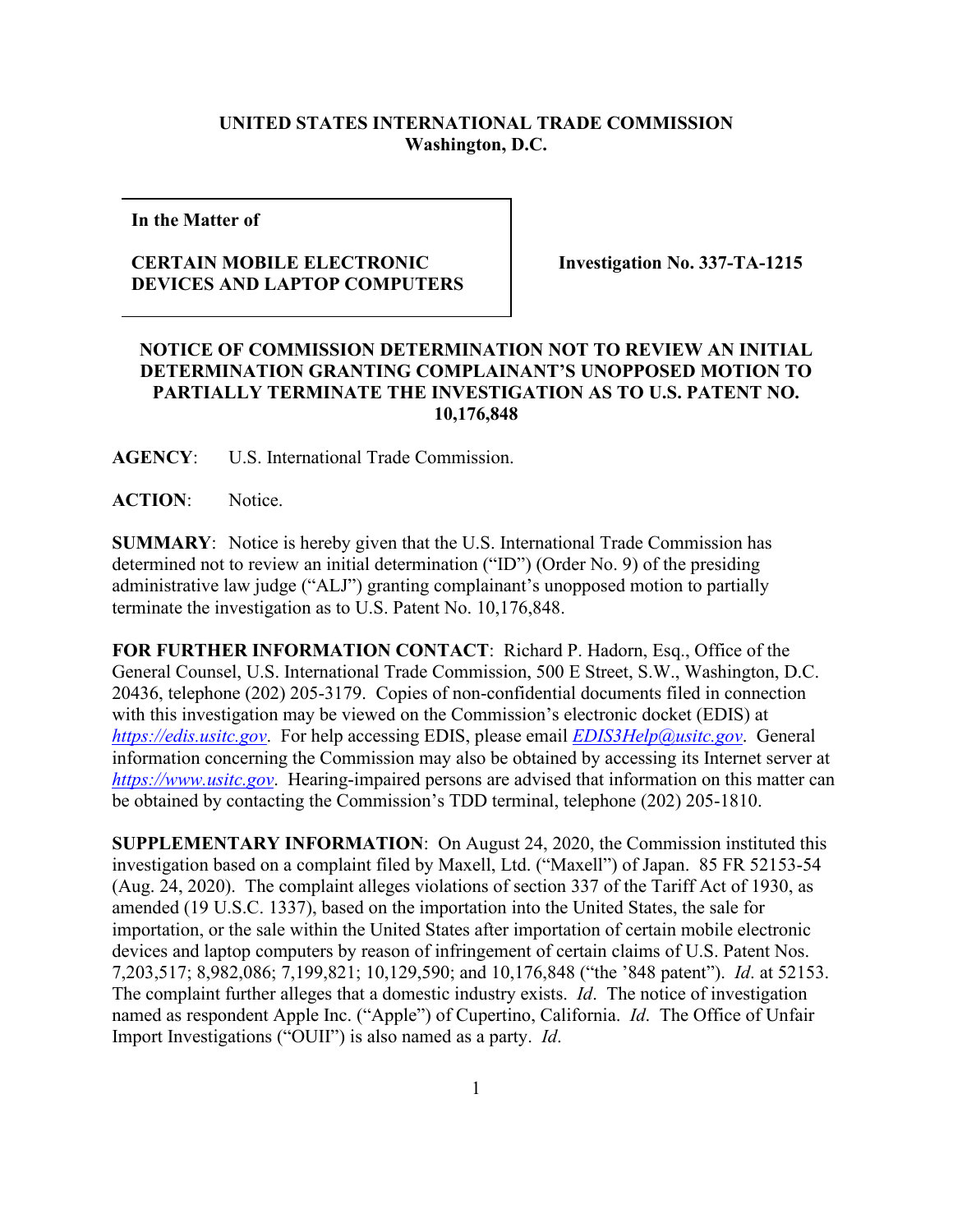**UNITED STATES INTERNATIONAL TRADE COMMISSION**
**Washington, D.C.**

| **In the Matter of** <br><br> **CERTAIN MOBILE ELECTRONIC DEVICES AND LAPTOP COMPUTERS** | **Investigation No. 337-TA-1215** |
|---|---|

**NOTICE OF COMMISSION DETERMINATION NOT TO REVIEW AN INITIAL DETERMINATION GRANTING COMPLAINANT'S UNOPPOSED MOTION TO PARTIALLY TERMINATE THE INVESTIGATION AS TO U.S. PATENT NO. 10,176,848**

**AGENCY**: U.S. International Trade Commission.

**ACTION**: Notice.

**SUMMARY**: Notice is hereby given that the U.S. International Trade Commission has determined not to review an initial determination ("ID") (Order No. 9) of the presiding administrative law judge ("ALJ") granting complainant's unopposed motion to partially terminate the investigation as to U.S. Patent No. 10,176,848.

**FOR FURTHER INFORMATION CONTACT**: Richard P. Hadorn, Esq., Office of the General Counsel, U.S. International Trade Commission, 500 E Street, S.W., Washington, D.C. 20436, telephone (202) 205-3179. Copies of non-confidential documents filed in connection with this investigation may be viewed on the Commission's electronic docket (EDIS) at *https://edis.usitc.gov*. For help accessing EDIS, please email *EDIS3Help@usitc.gov*. General information concerning the Commission may also be obtained by accessing its Internet server at *https://www.usitc.gov*. Hearing-impaired persons are advised that information on this matter can be obtained by contacting the Commission's TDD terminal, telephone (202) 205-1810.

**SUPPLEMENTARY INFORMATION**: On August 24, 2020, the Commission instituted this investigation based on a complaint filed by Maxell, Ltd. ("Maxell") of Japan. 85 FR 52153-54 (Aug. 24, 2020). The complaint alleges violations of section 337 of the Tariff Act of 1930, as amended (19 U.S.C. 1337), based on the importation into the United States, the sale for importation, or the sale within the United States after importation of certain mobile electronic devices and laptop computers by reason of infringement of certain claims of U.S. Patent Nos. 7,203,517; 8,982,086; 7,199,821; 10,129,590; and 10,176,848 ("the '848 patent"). *Id*. at 52153. The complaint further alleges that a domestic industry exists. *Id*. The notice of investigation named as respondent Apple Inc. ("Apple") of Cupertino, California. *Id*. The Office of Unfair Import Investigations ("OUII") is also named as a party. *Id*.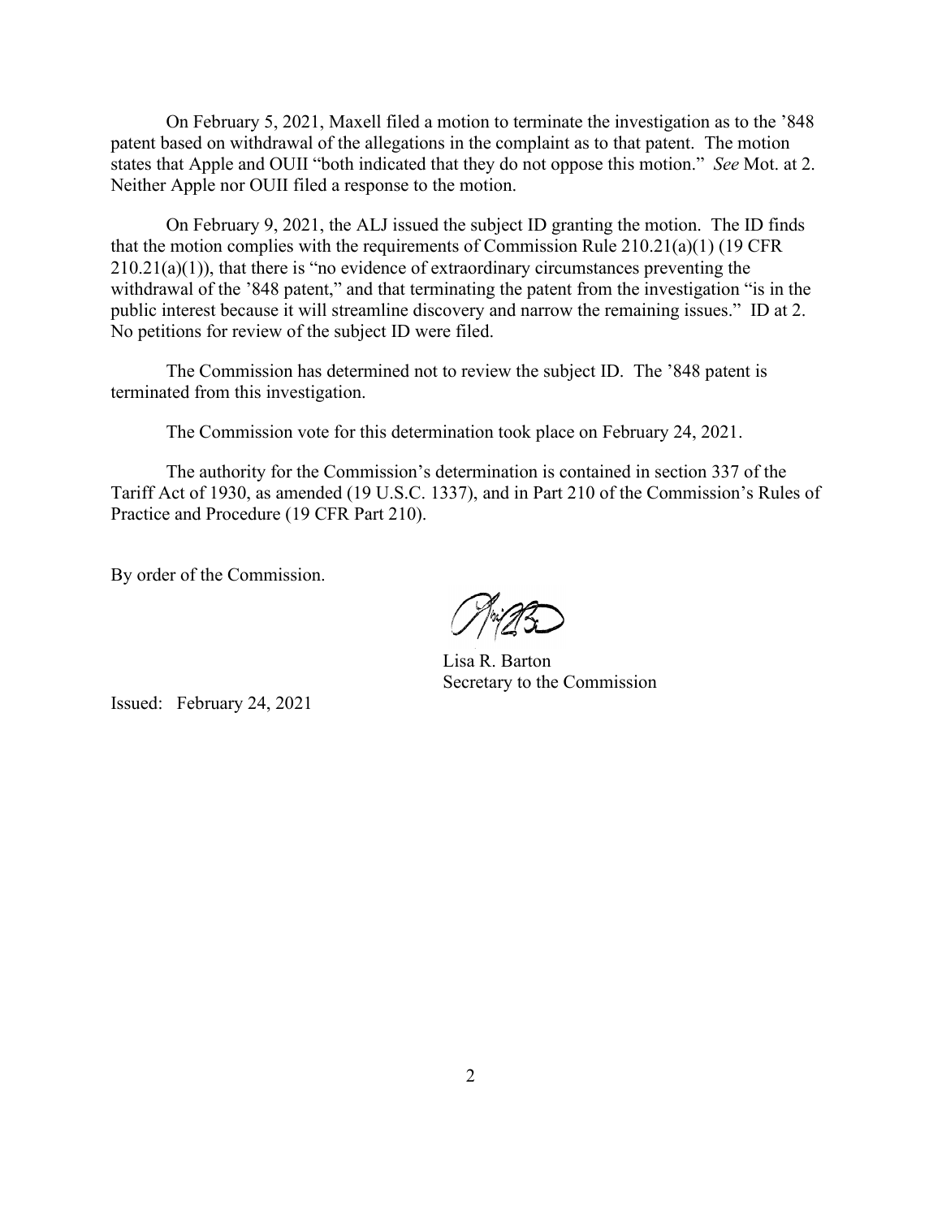On February 5, 2021, Maxell filed a motion to terminate the investigation as to the '848 patent based on withdrawal of the allegations in the complaint as to that patent. The motion states that Apple and OUII "both indicated that they do not oppose this motion." *See* Mot. at 2. Neither Apple nor OUII filed a response to the motion.

On February 9, 2021, the ALJ issued the subject ID granting the motion. The ID finds that the motion complies with the requirements of Commission Rule 210.21(a)(1) (19 CFR 210.21(a)(1)), that there is "no evidence of extraordinary circumstances preventing the withdrawal of the '848 patent," and that terminating the patent from the investigation "is in the public interest because it will streamline discovery and narrow the remaining issues." ID at 2. No petitions for review of the subject ID were filed.

The Commission has determined not to review the subject ID. The '848 patent is terminated from this investigation.

The Commission vote for this determination took place on February 24, 2021.

The authority for the Commission's determination is contained in section 337 of the Tariff Act of 1930, as amended (19 U.S.C. 1337), and in Part 210 of the Commission's Rules of Practice and Procedure (19 CFR Part 210).

By order of the Commission.

Lisa R. Barton
Secretary to the Commission

Issued: February 24, 2021